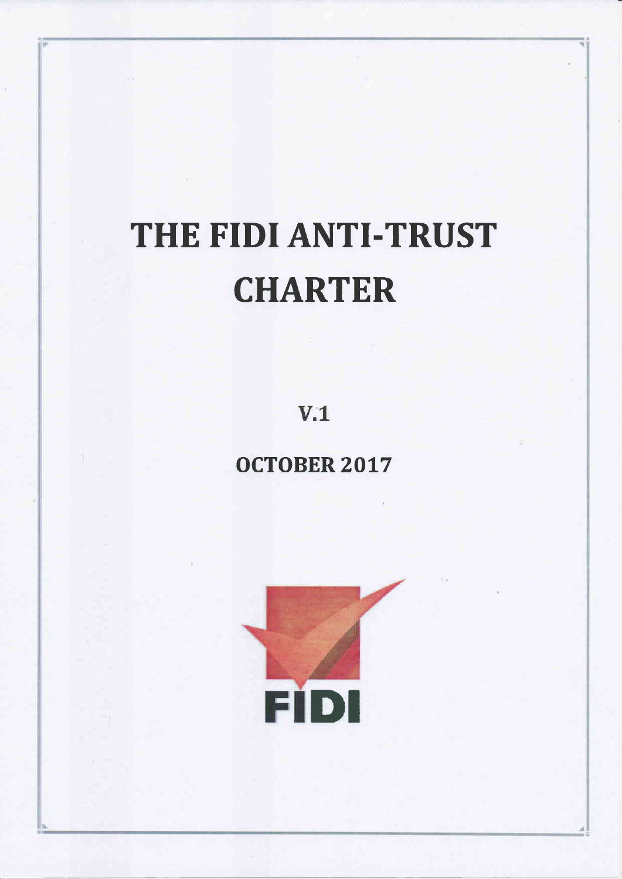# THE FIDI ANTI-TRUST CHARTER

**V.1**

**OCTOBER 2017**

FIDI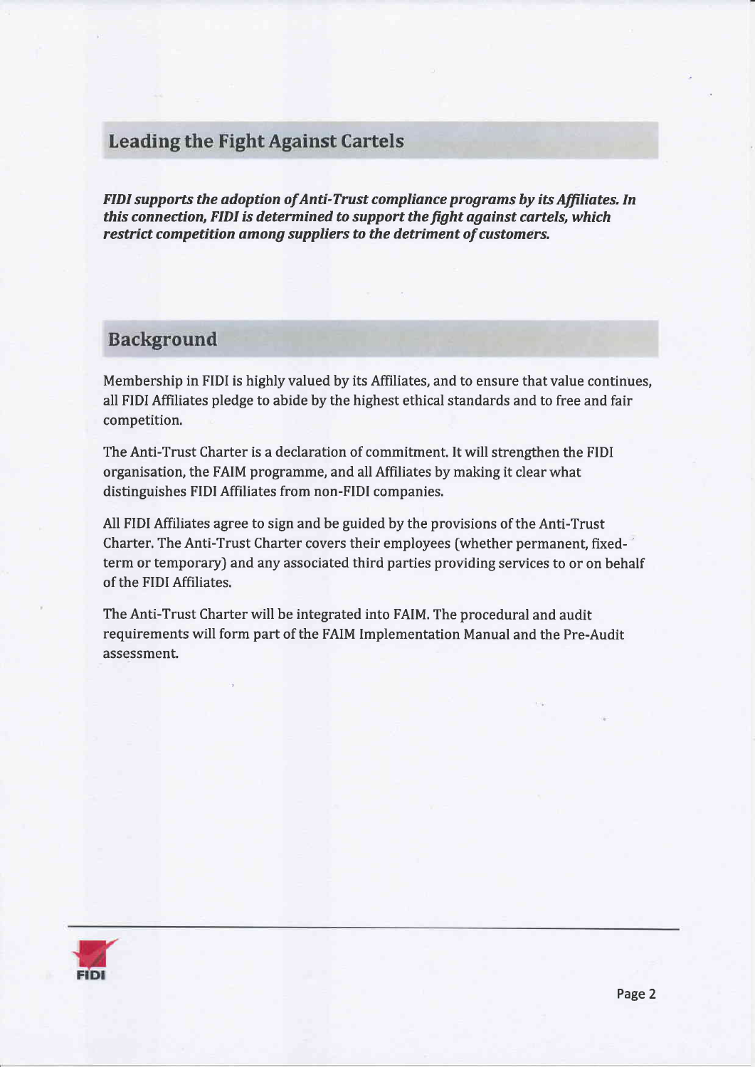## Leading the Fight Against Cartels

***FIDI supports the adoption of Anti-Trust compliance programs by its Affiliates. In this connection, FIDI is determined to support the fight against cartels, which restrict competition among suppliers to the detriment of customers.***

## Background

Membership in FIDI is highly valued by its Affiliates, and to ensure that value continues, all FIDI Affiliates pledge to abide by the highest ethical standards and to free and fair competition.

The Anti-Trust Charter is a declaration of commitment. It will strengthen the FIDI organisation, the FAIM programme, and all Affiliates by making it clear what distinguishes FIDI Affiliates from non-FIDI companies.

All FIDI Affiliates agree to sign and be guided by the provisions of the Anti-Trust Charter. The Anti-Trust Charter covers their employees (whether permanent, fixed-term or temporary) and any associated third parties providing services to or on behalf of the FIDI Affiliates.

The Anti-Trust Charter will be integrated into FAIM. The procedural and audit requirements will form part of the FAIM Implementation Manual and the Pre-Audit assessment.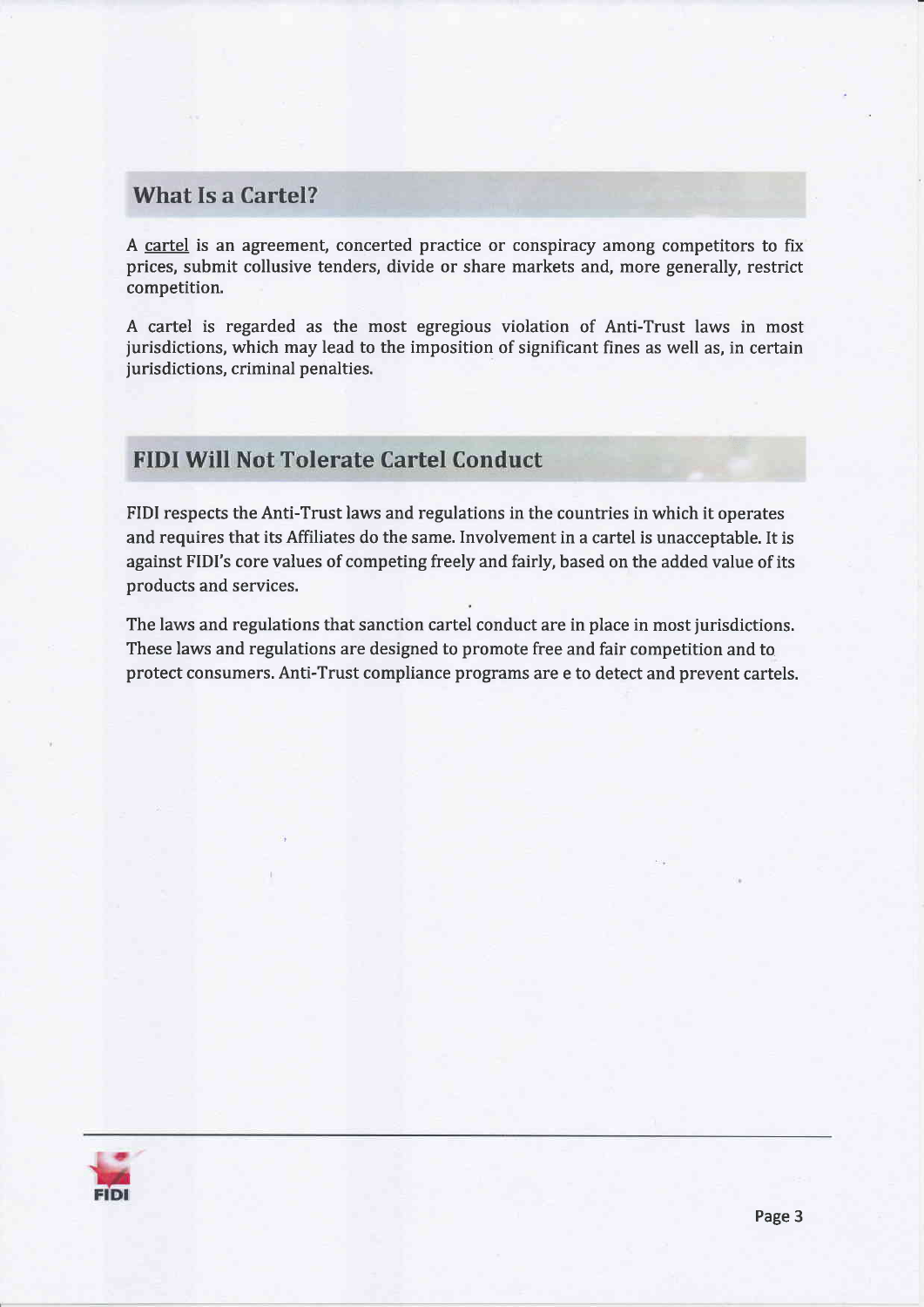## What Is a Cartel?

A cartel is an agreement, concerted practice or conspiracy among competitors to fix prices, submit collusive tenders, divide or share markets and, more generally, restrict competition.

A cartel is regarded as the most egregious violation of Anti-Trust laws in most jurisdictions, which may lead to the imposition of significant fines as well as, in certain jurisdictions, criminal penalties.

## FIDI Will Not Tolerate Cartel Conduct

FIDI respects the Anti-Trust laws and regulations in the countries in which it operates and requires that its Affiliates do the same. Involvement in a cartel is unacceptable. It is against FIDI's core values of competing freely and fairly, based on the added value of its products and services.

The laws and regulations that sanction cartel conduct are in place in most jurisdictions. These laws and regulations are designed to promote free and fair competition and to protect consumers. Anti-Trust compliance programs are e to detect and prevent cartels.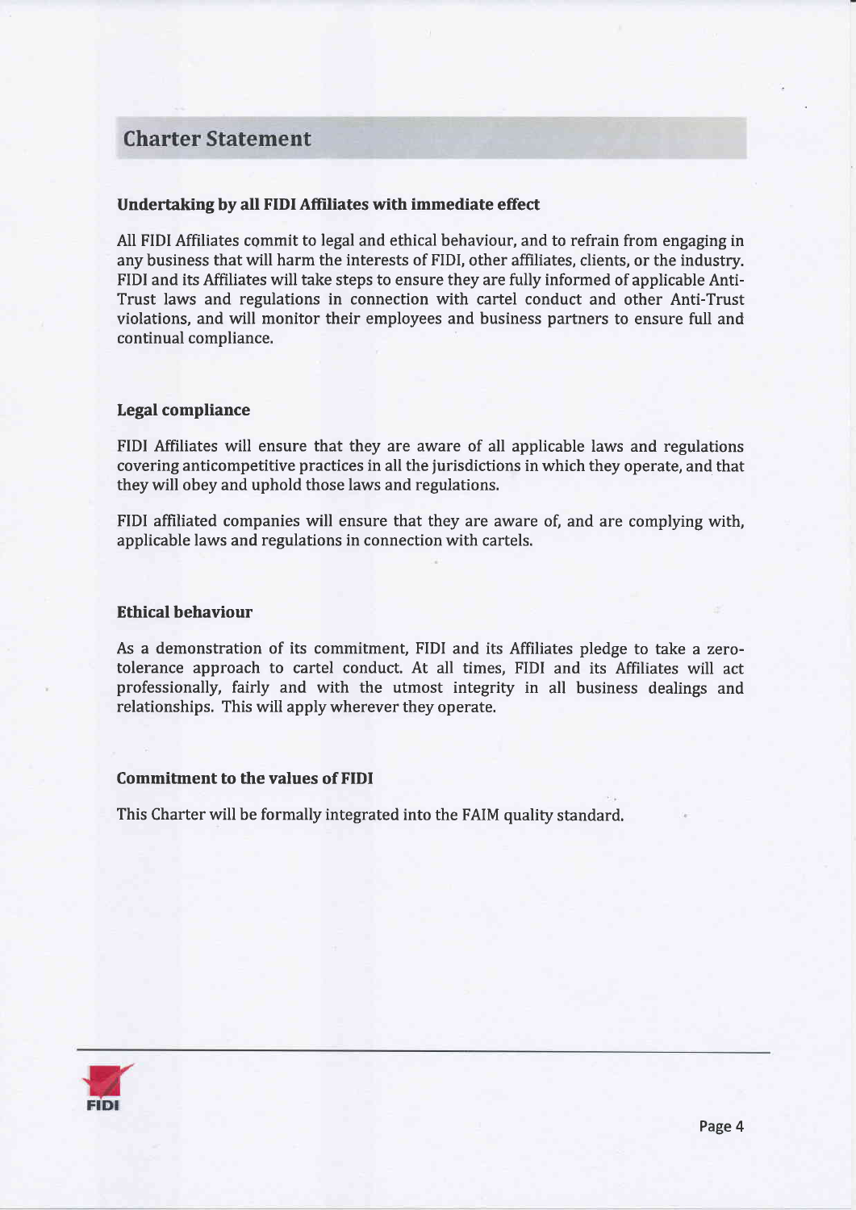## Charter Statement

### Undertaking by all FIDI Affiliates with immediate effect

All FIDI Affiliates commit to legal and ethical behaviour, and to refrain from engaging in any business that will harm the interests of FIDI, other affiliates, clients, or the industry. FIDI and its Affiliates will take steps to ensure they are fully informed of applicable Anti-Trust laws and regulations in connection with cartel conduct and other Anti-Trust violations, and will monitor their employees and business partners to ensure full and continual compliance.

### Legal compliance

FIDI Affiliates will ensure that they are aware of all applicable laws and regulations covering anticompetitive practices in all the jurisdictions in which they operate, and that they will obey and uphold those laws and regulations.

FIDI affiliated companies will ensure that they are aware of, and are complying with, applicable laws and regulations in connection with cartels.

### Ethical behaviour

As a demonstration of its commitment, FIDI and its Affiliates pledge to take a zero-tolerance approach to cartel conduct. At all times, FIDI and its Affiliates will act professionally, fairly and with the utmost integrity in all business dealings and relationships. This will apply wherever they operate.

### Commitment to the values of FIDI

This Charter will be formally integrated into the FAIM quality standard.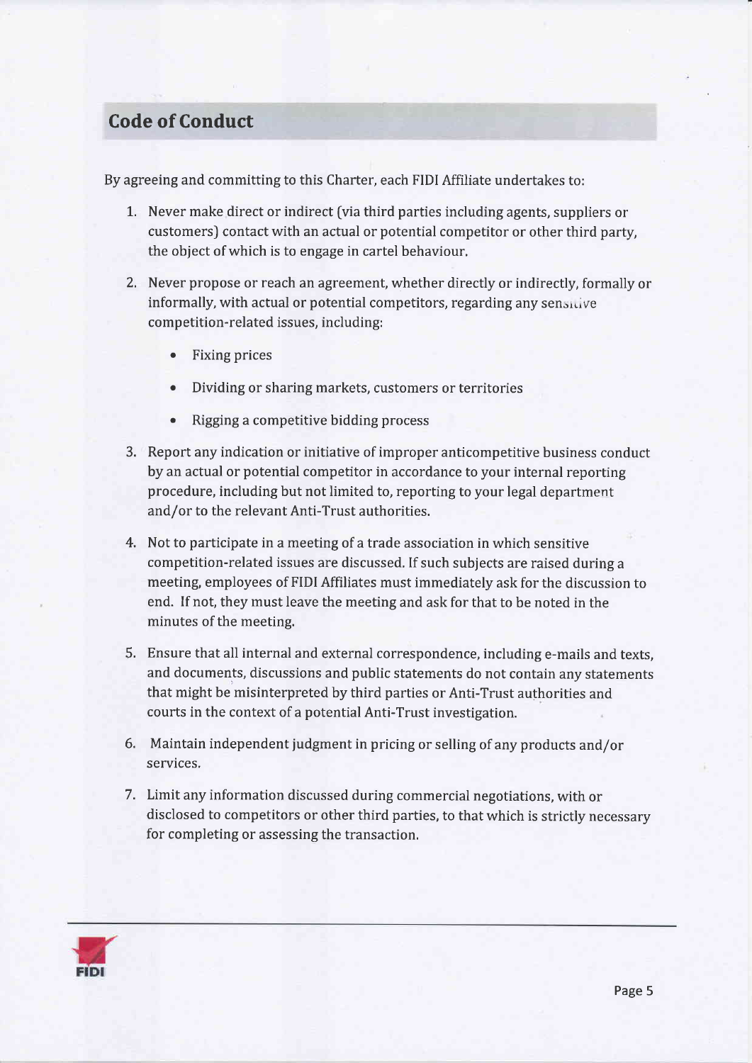## Code of Conduct

By agreeing and committing to this Charter, each FIDI Affiliate undertakes to:

1. Never make direct or indirect (via third parties including agents, suppliers or customers) contact with an actual or potential competitor or other third party, the object of which is to engage in cartel behaviour.

2. Never propose or reach an agreement, whether directly or indirectly, formally or informally, with actual or potential competitors, regarding any sensitive competition-related issues, including:

    - Fixing prices
    - Dividing or sharing markets, customers or territories
    - Rigging a competitive bidding process

3. Report any indication or initiative of improper anticompetitive business conduct by an actual or potential competitor in accordance to your internal reporting procedure, including but not limited to, reporting to your legal department and/or to the relevant Anti-Trust authorities.

4. Not to participate in a meeting of a trade association in which sensitive competition-related issues are discussed. If such subjects are raised during a meeting, employees of FIDI Affiliates must immediately ask for the discussion to end. If not, they must leave the meeting and ask for that to be noted in the minutes of the meeting.

5. Ensure that all internal and external correspondence, including e-mails and texts, and documents, discussions and public statements do not contain any statements that might be misinterpreted by third parties or Anti-Trust authorities and courts in the context of a potential Anti-Trust investigation.

6. Maintain independent judgment in pricing or selling of any products and/or services.

7. Limit any information discussed during commercial negotiations, with or disclosed to competitors or other third parties, to that which is strictly necessary for completing or assessing the transaction.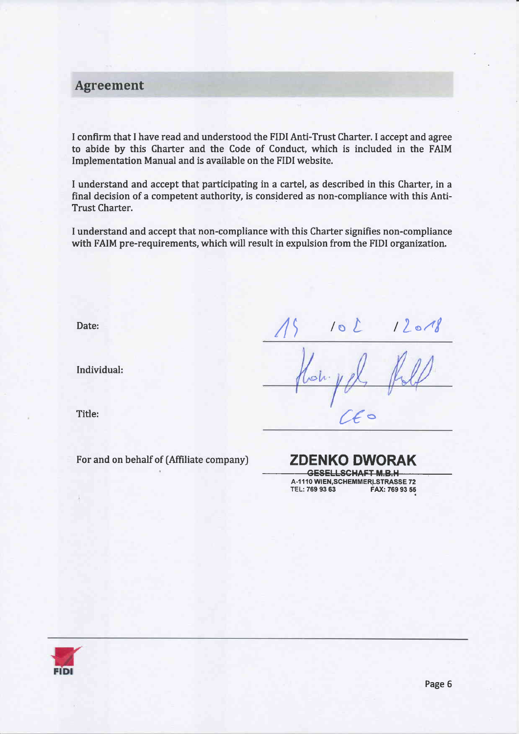## Agreement

I confirm that I have read and understood the FIDI Anti-Trust Charter. I accept and agree to abide by this Charter and the Code of Conduct, which is included in the FAIM Implementation Manual and is available on the FIDI website.

I understand and accept that participating in a cartel, as described in this Charter, in a final decision of a competent authority, is considered as non-compliance with this Anti-Trust Charter.

I understand and accept that non-compliance with this Charter signifies non-compliance with FAIM pre-requirements, which will result in expulsion from the FIDI organization.

Date: 15 / 02 / 2018

Individual: [signature]

Title: CEO

For and on behalf of (Affiliate company)

**ZDENKO DWORAK**
GESELLSCHAFT M.B.H
A-1110 WIEN, SCHEMMERLSTRASSE 72
TEL: 769 93 63 FAX: 769 93 55